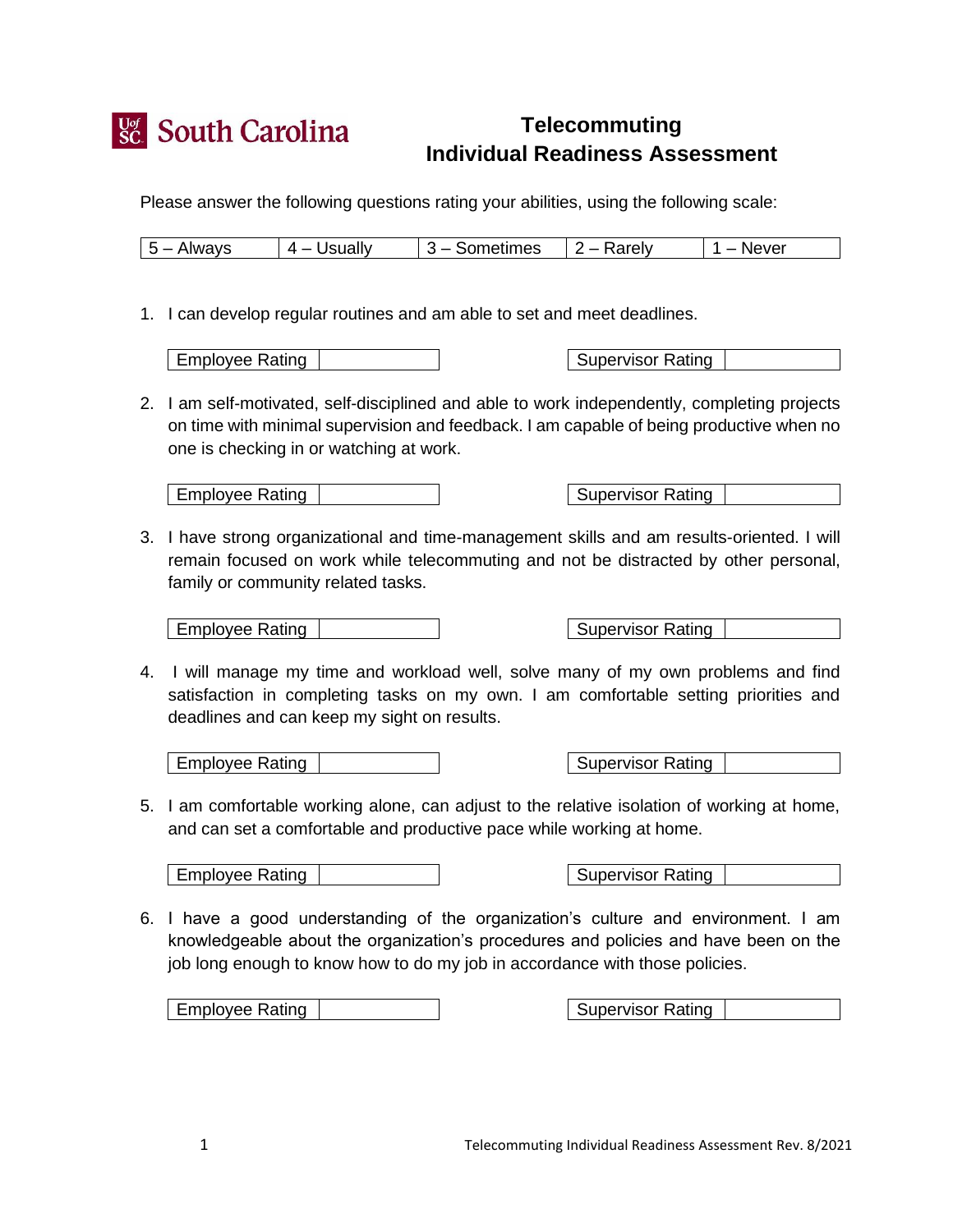South Carolina

# Telecommuting Individual Readiness Assessment

Please answer the following questions rating your abilities, using the following scale:

| 5 – Always | 4 – Usually | 3 – Sometimes | 2 – Rarely | 1 – Never |
|---|---|---|---|---|

1. I can develop regular routines and am able to set and meet deadlines.

| Employee Rating | | | Supervisor Rating | |
|---|---|---|---|---|

2. I am self-motivated, self-disciplined and able to work independently, completing projects on time with minimal supervision and feedback. I am capable of being productive when no one is checking in or watching at work.

| Employee Rating | | | Supervisor Rating | |
|---|---|---|---|---|

3. I have strong organizational and time-management skills and am results-oriented. I will remain focused on work while telecommuting and not be distracted by other personal, family or community related tasks.

| Employee Rating | | | Supervisor Rating | |
|---|---|---|---|---|

4. I will manage my time and workload well, solve many of my own problems and find satisfaction in completing tasks on my own. I am comfortable setting priorities and deadlines and can keep my sight on results.

| Employee Rating | | | Supervisor Rating | |
|---|---|---|---|---|

5. I am comfortable working alone, can adjust to the relative isolation of working at home, and can set a comfortable and productive pace while working at home.

| Employee Rating | | | Supervisor Rating | |
|---|---|---|---|---|

6. I have a good understanding of the organization's culture and environment. I am knowledgeable about the organization's procedures and policies and have been on the job long enough to know how to do my job in accordance with those policies.

| Employee Rating | | | Supervisor Rating | |
|---|---|---|---|---|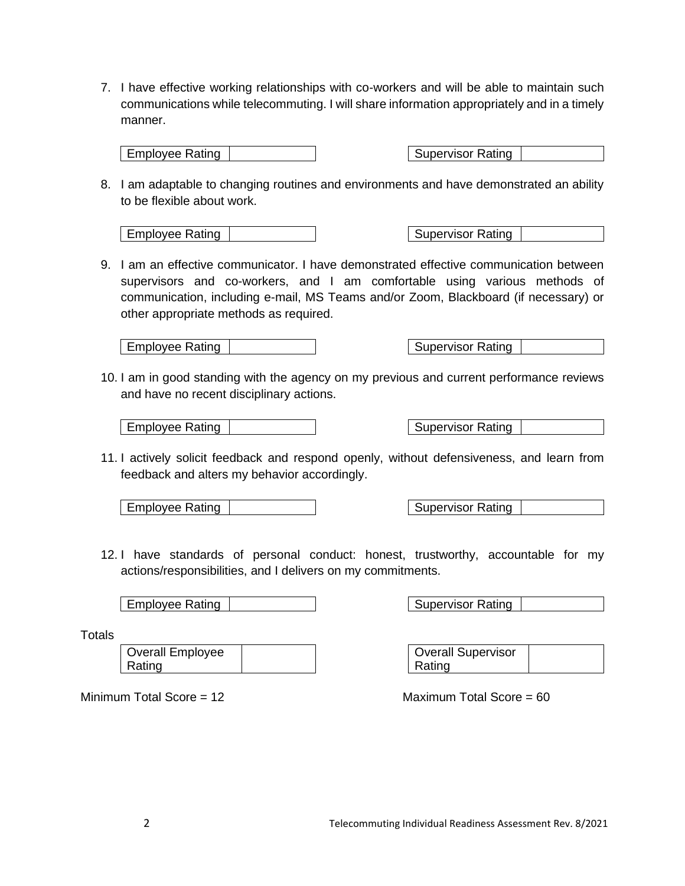7. I have effective working relationships with co-workers and will be able to maintain such communications while telecommuting. I will share information appropriately and in a timely manner.

| Employee Rating | | | Supervisor Rating | |
|---|---|---|---|---|

8. I am adaptable to changing routines and environments and have demonstrated an ability to be flexible about work.

| Employee Rating | | | Supervisor Rating | |
|---|---|---|---|---|

9. I am an effective communicator. I have demonstrated effective communication between supervisors and co-workers, and I am comfortable using various methods of communication, including e-mail, MS Teams and/or Zoom, Blackboard (if necessary) or other appropriate methods as required.

| Employee Rating | | | Supervisor Rating | |
|---|---|---|---|---|

10. I am in good standing with the agency on my previous and current performance reviews and have no recent disciplinary actions.

| Employee Rating | | | Supervisor Rating | |
|---|---|---|---|---|

11. I actively solicit feedback and respond openly, without defensiveness, and learn from feedback and alters my behavior accordingly.

| Employee Rating | | | Supervisor Rating | |
|---|---|---|---|---|

12. I have standards of personal conduct: honest, trustworthy, accountable for my actions/responsibilities, and I delivers on my commitments.

| Employee Rating | | | Supervisor Rating | |
|---|---|---|---|---|

Totals

| Overall Employee Rating | | | Overall Supervisor Rating | |
|---|---|---|---|---|

Minimum Total Score = 12 Maximum Total Score = 60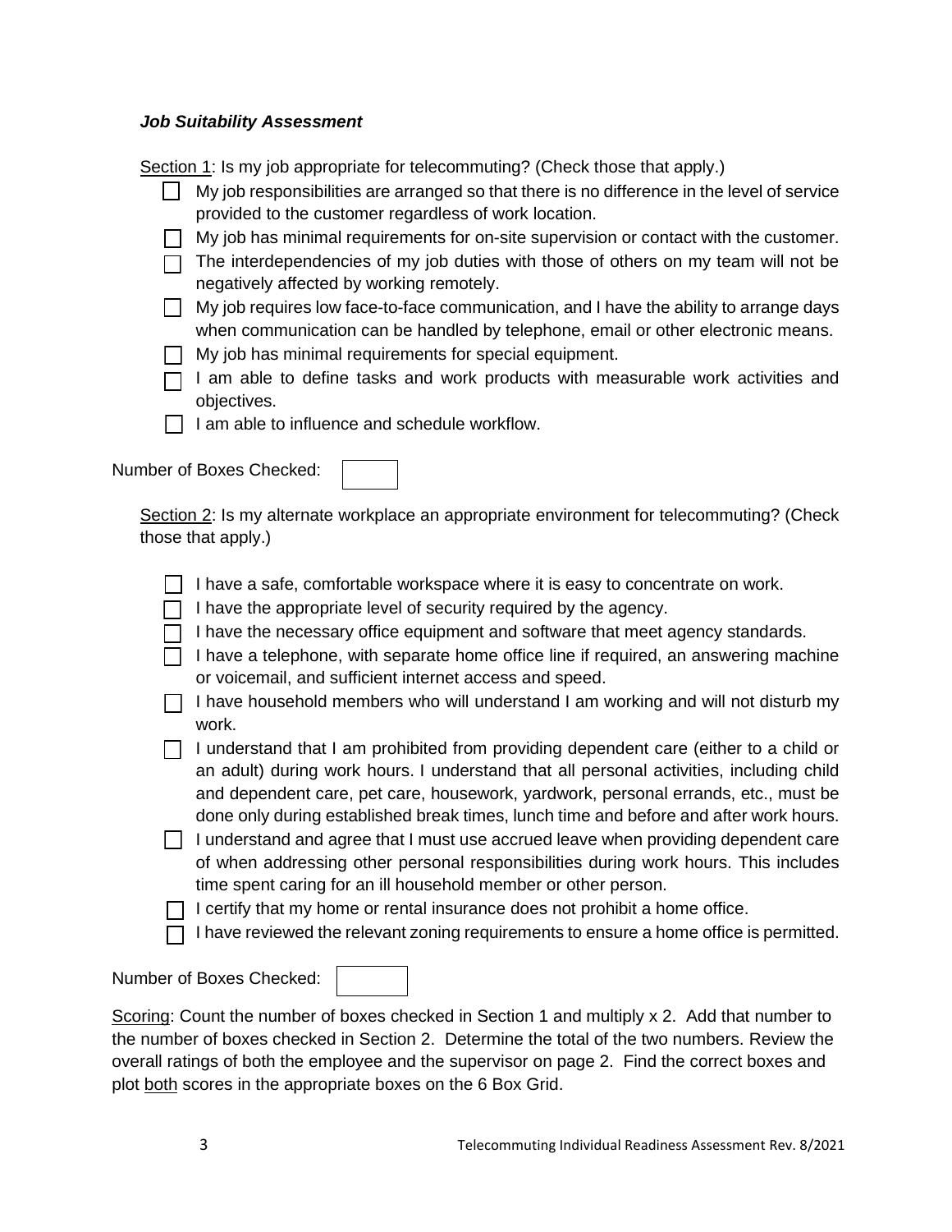***Job Suitability Assessment***

Section 1: Is my job appropriate for telecommuting? (Check those that apply.)

- ☐ My job responsibilities are arranged so that there is no difference in the level of service provided to the customer regardless of work location.
- ☐ My job has minimal requirements for on-site supervision or contact with the customer.
- ☐ The interdependencies of my job duties with those of others on my team will not be negatively affected by working remotely.
- ☐ My job requires low face-to-face communication, and I have the ability to arrange days when communication can be handled by telephone, email or other electronic means.
- ☐ My job has minimal requirements for special equipment.
- ☐ I am able to define tasks and work products with measurable work activities and objectives.
- ☐ I am able to influence and schedule workflow.

Number of Boxes Checked: ☐

Section 2: Is my alternate workplace an appropriate environment for telecommuting? (Check those that apply.)

- ☐ I have a safe, comfortable workspace where it is easy to concentrate on work.
- ☐ I have the appropriate level of security required by the agency.
- ☐ I have the necessary office equipment and software that meet agency standards.
- ☐ I have a telephone, with separate home office line if required, an answering machine or voicemail, and sufficient internet access and speed.
- ☐ I have household members who will understand I am working and will not disturb my work.
- ☐ I understand that I am prohibited from providing dependent care (either to a child or an adult) during work hours. I understand that all personal activities, including child and dependent care, pet care, housework, yardwork, personal errands, etc., must be done only during established break times, lunch time and before and after work hours.
- ☐ I understand and agree that I must use accrued leave when providing dependent care of when addressing other personal responsibilities during work hours. This includes time spent caring for an ill household member or other person.
- ☐ I certify that my home or rental insurance does not prohibit a home office.
- ☐ I have reviewed the relevant zoning requirements to ensure a home office is permitted.

Number of Boxes Checked: ☐

Scoring: Count the number of boxes checked in Section 1 and multiply x 2. Add that number to the number of boxes checked in Section 2. Determine the total of the two numbers. Review the overall ratings of both the employee and the supervisor on page 2. Find the correct boxes and plot both scores in the appropriate boxes on the 6 Box Grid.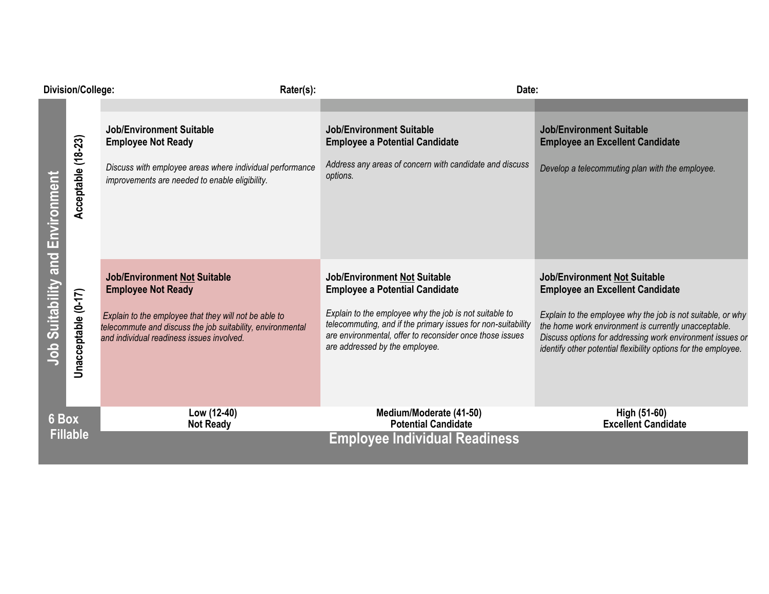**Division/College:** **Rater(s):** **Date:**

| Job Suitability and Environment | Low (12-40) Not Ready | Medium/Moderate (41-50) Potential Candidate | High (51-60) Excellent Candidate |
|---|---|---|---|
| **Acceptable (18-23)** | **Job/Environment Suitable**<br>**Employee Not Ready**<br><br>*Discuss with employee areas where individual performance improvements are needed to enable eligibility.* | **Job/Environment Suitable**<br>**Employee a Potential Candidate**<br><br>*Address any areas of concern with candidate and discuss options.* | **Job/Environment Suitable**<br>**Employee an Excellent Candidate**<br><br>*Develop a telecommuting plan with the employee.* |
| **Unacceptable (0-17)** | **Job/Environment Not Suitable**<br>**Employee Not Ready**<br><br>*Explain to the employee that they will not be able to telecommute and discuss the job suitability, environmental and individual readiness issues involved.* | **Job/Environment Not Suitable**<br>**Employee a Potential Candidate**<br><br>*Explain to the employee why the job is not suitable to telecommuting, and if the primary issues for non-suitability are environmental, offer to reconsider once those issues are addressed by the employee.* | **Job/Environment Not Suitable**<br>**Employee an Excellent Candidate**<br><br>*Explain to the employee why the job is not suitable, or why the home work environment is currently unacceptable. Discuss options for addressing work environment issues or identify other potential flexibility options for the employee.* |

**6 Box Fillable**

**Employee Individual Readiness**